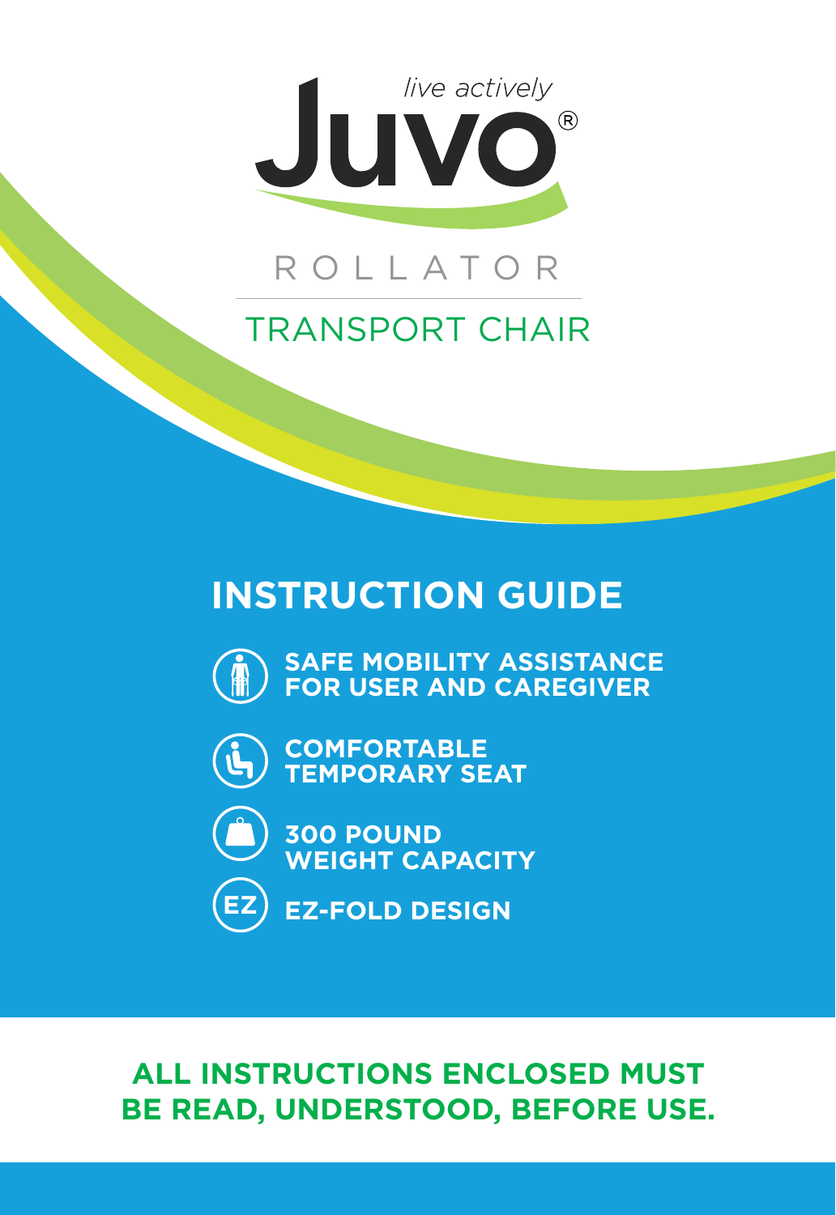*live actively*

# Juvo®

ROLLATOR

TRANSPORT CHAIR

## INSTRUCTION GUIDE

**SAFE MOBILITY ASSISTANCE FOR USER AND CAREGIVER**

**COMFORTABLE TEMPORARY SEAT**

**300 POUND WEIGHT CAPACITY**

**EZ-FOLD DESIGN**

**ALL INSTRUCTIONS ENCLOSED MUST BE READ, UNDERSTOOD, BEFORE USE.**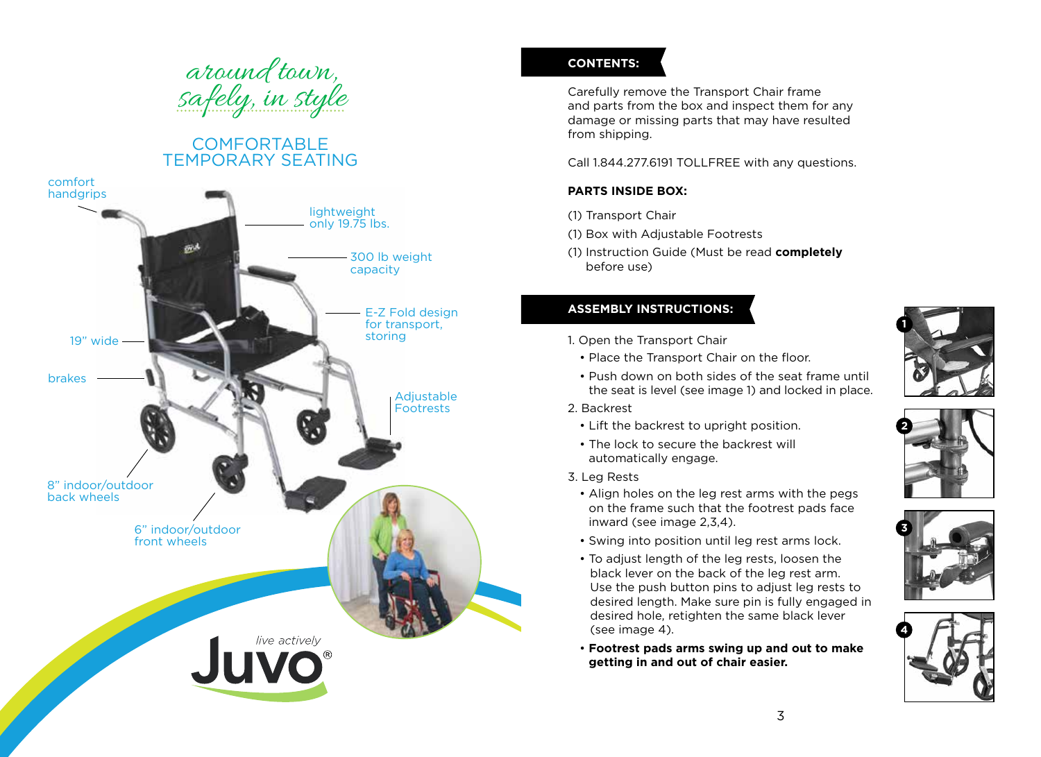*around town, safely, in style*

## COMFORTABLE TEMPORARY SEATING

- comfort handgrips
- lightweight only 19.75 lbs.
- 300 lb weight capacity
- E-Z Fold design for transport, storing
- 19" wide
- brakes
- Adjustable Footrests
- 8" indoor/outdoor back wheels
- 6" indoor/outdoor front wheels

live actively Juvo®

## CONTENTS:

Carefully remove the Transport Chair frame and parts from the box and inspect them for any damage or missing parts that may have resulted from shipping.

Call 1.844.277.6191 TOLLFREE with any questions.

### PARTS INSIDE BOX:

(1) Transport Chair

(1) Box with Adjustable Footrests

(1) Instruction Guide (Must be read **completely** before use)

## ASSEMBLY INSTRUCTIONS:

1. Open the Transport Chair
   - Place the Transport Chair on the floor.
   - Push down on both sides of the seat frame until the seat is level (see image 1) and locked in place.
2. Backrest
   - Lift the backrest to upright position.
   - The lock to secure the backrest will automatically engage.
3. Leg Rests
   - Align holes on the leg rest arms with the pegs on the frame such that the footrest pads face inward (see image 2,3,4).
   - Swing into position until leg rest arms lock.
   - To adjust length of the leg rests, loosen the black lever on the back of the leg rest arm. Use the push button pins to adjust leg rests to desired length. Make sure pin is fully engaged in desired hole, retighten the same black lever (see image 4).
   - **Footrest pads arms swing up and out to make getting in and out of chair easier.**

1

2

3

4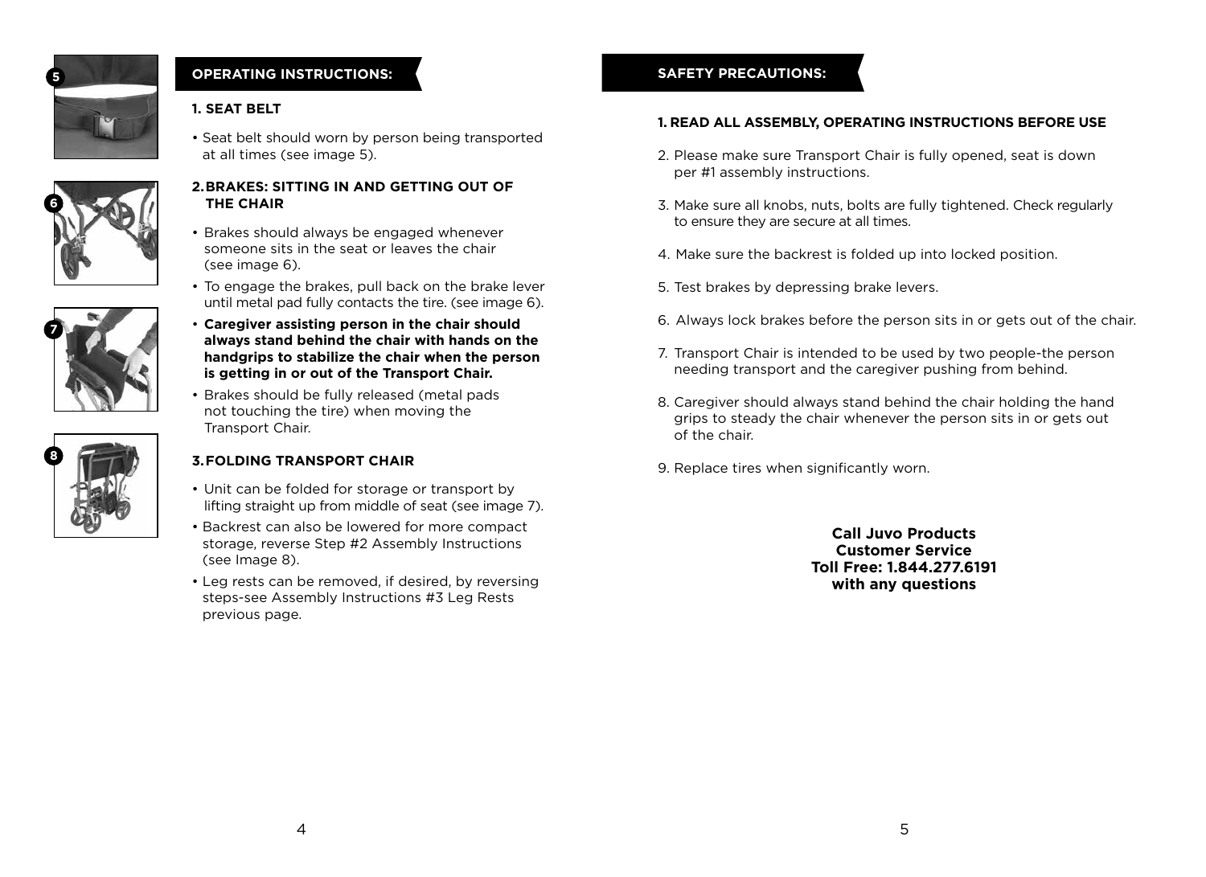## OPERATING INSTRUCTIONS:

### 1. SEAT BELT

- Seat belt should worn by person being transported at all times (see image 5).

### 2. BRAKES: SITTING IN AND GETTING OUT OF THE CHAIR

- Brakes should always be engaged whenever someone sits in the seat or leaves the chair (see image 6).
- To engage the brakes, pull back on the brake lever until metal pad fully contacts the tire. (see image 6).
- **Caregiver assisting person in the chair should always stand behind the chair with hands on the handgrips to stabilize the chair when the person is getting in or out of the Transport Chair.**
- Brakes should be fully released (metal pads not touching the tire) when moving the Transport Chair.

### 3. FOLDING TRANSPORT CHAIR

- Unit can be folded for storage or transport by lifting straight up from middle of seat (see image 7).
- Backrest can also be lowered for more compact storage, reverse Step #2 Assembly Instructions (see Image 8).
- Leg rests can be removed, if desired, by reversing steps-see Assembly Instructions #3 Leg Rests previous page.

## SAFETY PRECAUTIONS:

1. **READ ALL ASSEMBLY, OPERATING INSTRUCTIONS BEFORE USE**
2. Please make sure Transport Chair is fully opened, seat is down per #1 assembly instructions.
3. Make sure all knobs, nuts, bolts are fully tightened. Check regularly to ensure they are secure at all times.
4. Make sure the backrest is folded up into locked position.
5. Test brakes by depressing brake levers.
6. Always lock brakes before the person sits in or gets out of the chair.
7. Transport Chair is intended to be used by two people-the person needing transport and the caregiver pushing from behind.
8. Caregiver should always stand behind the chair holding the hand grips to steady the chair whenever the person sits in or gets out of the chair.
9. Replace tires when significantly worn.

**Call Juvo Products Customer Service Toll Free: 1.844.277.6191 with any questions**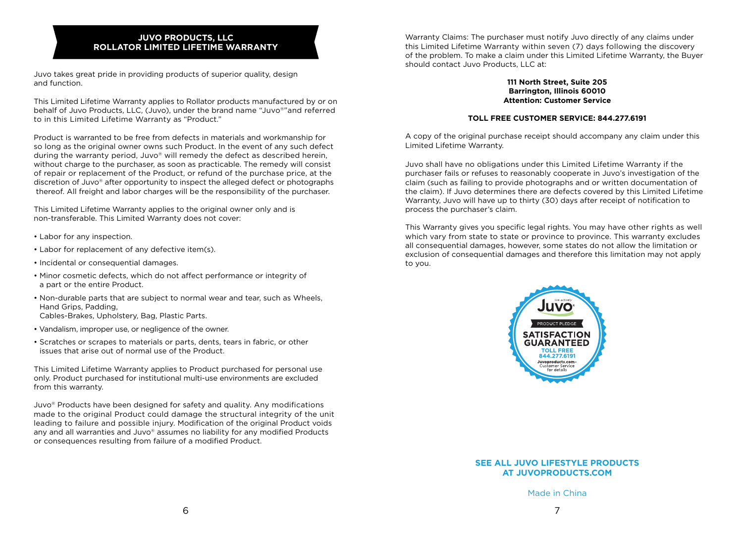## JUVO PRODUCTS, LLC
## ROLLATOR LIMITED LIFETIME WARRANTY

Juvo takes great pride in providing products of superior quality, design and function.

This Limited Lifetime Warranty applies to Rollator products manufactured by or on behalf of Juvo Products, LLC, (Juvo), under the brand name "Juvo®"and referred to in this Limited Lifetime Warranty as "Product."

Product is warranted to be free from defects in materials and workmanship for so long as the original owner owns such Product. In the event of any such defect during the warranty period, Juvo® will remedy the defect as described herein, without charge to the purchaser, as soon as practicable. The remedy will consist of repair or replacement of the Product, or refund of the purchase price, at the discretion of Juvo® after opportunity to inspect the alleged defect or photographs thereof. All freight and labor charges will be the responsibility of the purchaser.

This Limited Lifetime Warranty applies to the original owner only and is non-transferable. This Limited Warranty does not cover:

- Labor for any inspection.
- Labor for replacement of any defective item(s).
- Incidental or consequential damages.
- Minor cosmetic defects, which do not affect performance or integrity of a part or the entire Product.
- Non-durable parts that are subject to normal wear and tear, such as Wheels, Hand Grips, Padding, Cables-Brakes, Upholstery, Bag, Plastic Parts.
- Vandalism, improper use, or negligence of the owner.
- Scratches or scrapes to materials or parts, dents, tears in fabric, or other issues that arise out of normal use of the Product.

This Limited Lifetime Warranty applies to Product purchased for personal use only. Product purchased for institutional multi-use environments are excluded from this warranty.

Juvo® Products have been designed for safety and quality. Any modifications made to the original Product could damage the structural integrity of the unit leading to failure and possible injury. Modification of the original Product voids any and all warranties and Juvo® assumes no liability for any modified Products or consequences resulting from failure of a modified Product.

Warranty Claims: The purchaser must notify Juvo directly of any claims under this Limited Lifetime Warranty within seven (7) days following the discovery of the problem. To make a claim under this Limited Lifetime Warranty, the Buyer should contact Juvo Products, LLC at:

**111 North Street, Suite 205**
**Barrington, Illinois 60010**
**Attention: Customer Service**

**TOLL FREE CUSTOMER SERVICE: 844.277.6191**

A copy of the original purchase receipt should accompany any claim under this Limited Lifetime Warranty.

Juvo shall have no obligations under this Limited Lifetime Warranty if the purchaser fails or refuses to reasonably cooperate in Juvo's investigation of the claim (such as failing to provide photographs and or written documentation of the claim). If Juvo determines there are defects covered by this Limited Lifetime Warranty, Juvo will have up to thirty (30) days after receipt of notification to process the purchaser's claim.

This Warranty gives you specific legal rights. You may have other rights as well which vary from state to state or province to province. This warranty excludes all consequential damages, however, some states do not allow the limitation or exclusion of consequential damages and therefore this limitation may not apply to you.

live actively
Juvo®
PRODUCT PLEDGE
**SATISFACTION GUARANTEED**
**TOLL FREE 844.277.6191**
Juvoproducts.com- Customer Service for details

**SEE ALL JUVO LIFESTYLE PRODUCTS AT JUVOPRODUCTS.COM**

Made in China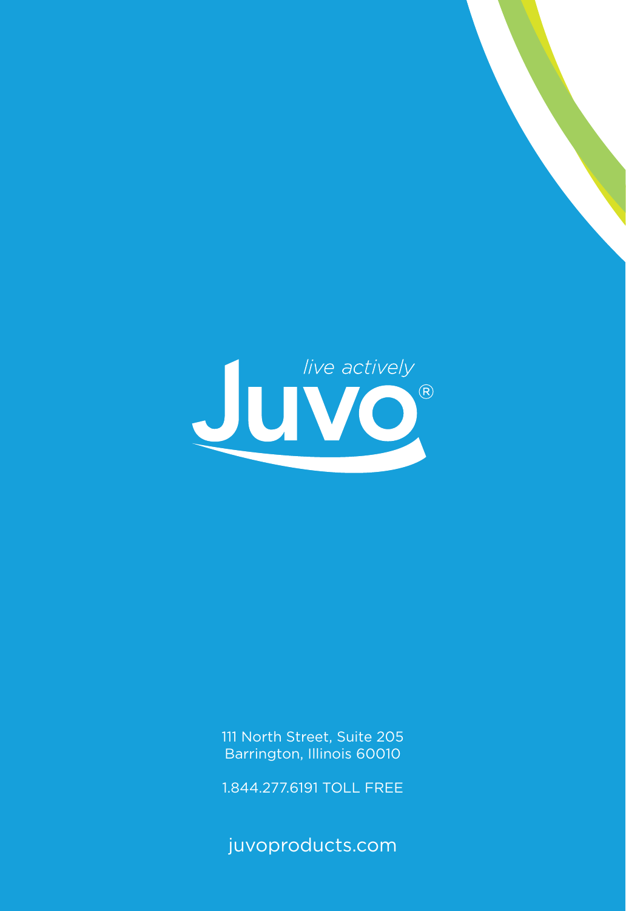live actively

Juvo®

111 North Street, Suite 205
Barrington, Illinois 60010

1.844.277.6191 TOLL FREE

juvoproducts.com